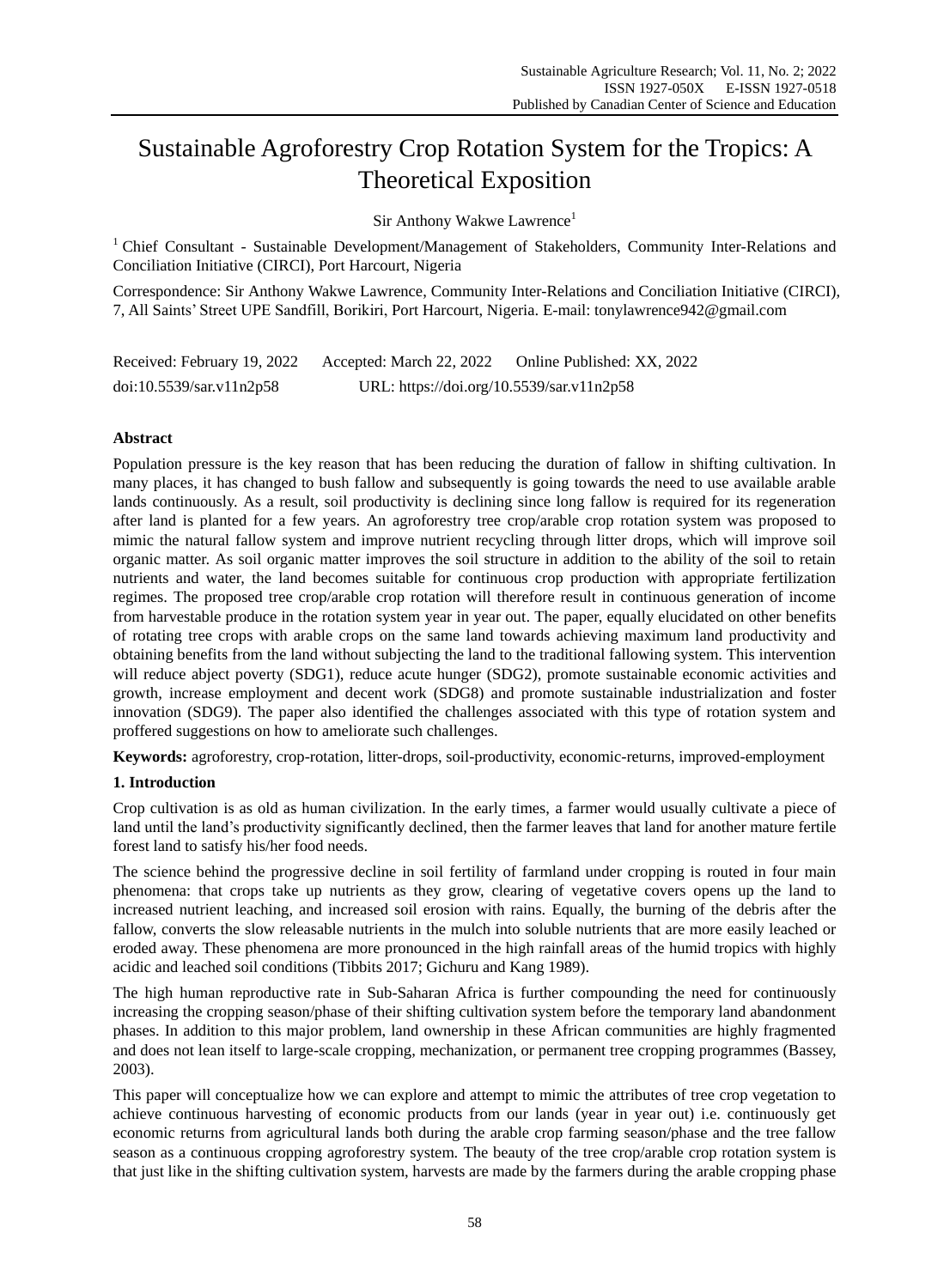# Sustainable Agroforestry Crop Rotation System for the Tropics: A Theoretical Exposition

Sir Anthony Wakwe Lawrence[1]

[1] Chief Consultant - Sustainable Development/Management of Stakeholders, Community Inter-Relations and Conciliation Initiative (CIRCI), Port Harcourt, Nigeria

Correspondence: Sir Anthony Wakwe Lawrence, Community Inter-Relations and Conciliation Initiative (CIRCI), 7, All Saints' Street UPE Sandfill, Borikiri, Port Harcourt, Nigeria. E-mail: tonylawrence942@gmail.com

Received: February 19, 2022 Accepted: March 22, 2022 Online Published: XX, 2022

doi:10.5539/sar.v11n2p58 URL: https://doi.org/10.5539/sar.v11n2p58

## Abstract

Population pressure is the key reason that has been reducing the duration of fallow in shifting cultivation. In many places, it has changed to bush fallow and subsequently is going towards the need to use available arable lands continuously. As a result, soil productivity is declining since long fallow is required for its regeneration after land is planted for a few years. An agroforestry tree crop/arable crop rotation system was proposed to mimic the natural fallow system and improve nutrient recycling through litter drops, which will improve soil organic matter. As soil organic matter improves the soil structure in addition to the ability of the soil to retain nutrients and water, the land becomes suitable for continuous crop production with appropriate fertilization regimes. The proposed tree crop/arable crop rotation will therefore result in continuous generation of income from harvestable produce in the rotation system year in year out. The paper, equally elucidated on other benefits of rotating tree crops with arable crops on the same land towards achieving maximum land productivity and obtaining benefits from the land without subjecting the land to the traditional fallowing system. This intervention will reduce abject poverty (SDG1), reduce acute hunger (SDG2), promote sustainable economic activities and growth, increase employment and decent work (SDG8) and promote sustainable industrialization and foster innovation (SDG9). The paper also identified the challenges associated with this type of rotation system and proffered suggestions on how to ameliorate such challenges.

**Keywords:** agroforestry, crop-rotation, litter-drops, soil-productivity, economic-returns, improved-employment

## 1. Introduction

Crop cultivation is as old as human civilization. In the early times, a farmer would usually cultivate a piece of land until the land's productivity significantly declined, then the farmer leaves that land for another mature fertile forest land to satisfy his/her food needs.

The science behind the progressive decline in soil fertility of farmland under cropping is routed in four main phenomena: that crops take up nutrients as they grow, clearing of vegetative covers opens up the land to increased nutrient leaching, and increased soil erosion with rains. Equally, the burning of the debris after the fallow, converts the slow releasable nutrients in the mulch into soluble nutrients that are more easily leached or eroded away. These phenomena are more pronounced in the high rainfall areas of the humid tropics with highly acidic and leached soil conditions (Tibbits 2017; Gichuru and Kang 1989).

The high human reproductive rate in Sub-Saharan Africa is further compounding the need for continuously increasing the cropping season/phase of their shifting cultivation system before the temporary land abandonment phases. In addition to this major problem, land ownership in these African communities are highly fragmented and does not lean itself to large-scale cropping, mechanization, or permanent tree cropping programmes (Bassey, 2003).

This paper will conceptualize how we can explore and attempt to mimic the attributes of tree crop vegetation to achieve continuous harvesting of economic products from our lands (year in year out) i.e. continuously get economic returns from agricultural lands both during the arable crop farming season/phase and the tree fallow season as a continuous cropping agroforestry system. The beauty of the tree crop/arable crop rotation system is that just like in the shifting cultivation system, harvests are made by the farmers during the arable cropping phase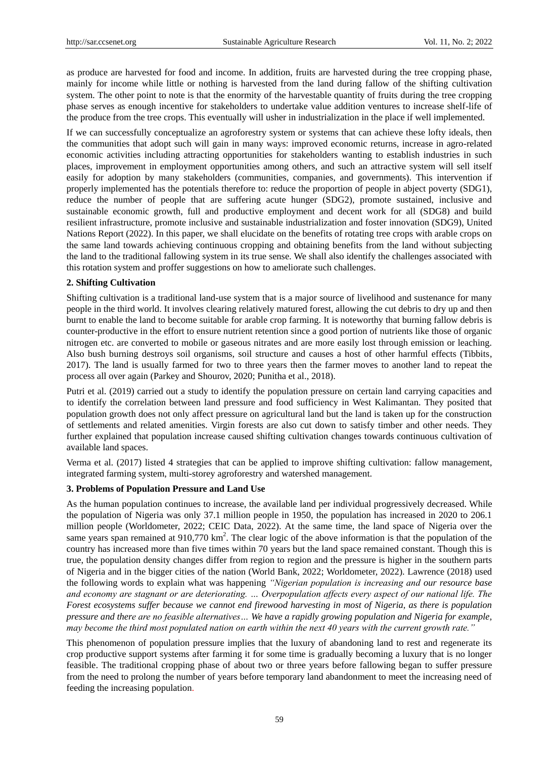as produce are harvested for food and income. In addition, fruits are harvested during the tree cropping phase, mainly for income while little or nothing is harvested from the land during fallow of the shifting cultivation system. The other point to note is that the enormity of the harvestable quantity of fruits during the tree cropping phase serves as enough incentive for stakeholders to undertake value addition ventures to increase shelf-life of the produce from the tree crops. This eventually will usher in industrialization in the place if well implemented.

If we can successfully conceptualize an agroforestry system or systems that can achieve these lofty ideals, then the communities that adopt such will gain in many ways: improved economic returns, increase in agro-related economic activities including attracting opportunities for stakeholders wanting to establish industries in such places, improvement in employment opportunities among others, and such an attractive system will sell itself easily for adoption by many stakeholders (communities, companies, and governments). This intervention if properly implemented has the potentials therefore to: reduce the proportion of people in abject poverty (SDG1), reduce the number of people that are suffering acute hunger (SDG2), promote sustained, inclusive and sustainable economic growth, full and productive employment and decent work for all (SDG8) and build resilient infrastructure, promote inclusive and sustainable industrialization and foster innovation (SDG9), United Nations Report (2022). In this paper, we shall elucidate on the benefits of rotating tree crops with arable crops on the same land towards achieving continuous cropping and obtaining benefits from the land without subjecting the land to the traditional fallowing system in its true sense. We shall also identify the challenges associated with this rotation system and proffer suggestions on how to ameliorate such challenges.

## 2. Shifting Cultivation

Shifting cultivation is a traditional land-use system that is a major source of livelihood and sustenance for many people in the third world. It involves clearing relatively matured forest, allowing the cut debris to dry up and then burnt to enable the land to become suitable for arable crop farming. It is noteworthy that burning fallow debris is counter-productive in the effort to ensure nutrient retention since a good portion of nutrients like those of organic nitrogen etc. are converted to mobile or gaseous nitrates and are more easily lost through emission or leaching. Also bush burning destroys soil organisms, soil structure and causes a host of other harmful effects (Tibbits, 2017). The land is usually farmed for two to three years then the farmer moves to another land to repeat the process all over again (Parkey and Shourov, 2020; Punitha et al., 2018).

Putri et al. (2019) carried out a study to identify the population pressure on certain land carrying capacities and to identify the correlation between land pressure and food sufficiency in West Kalimantan. They posited that population growth does not only affect pressure on agricultural land but the land is taken up for the construction of settlements and related amenities. Virgin forests are also cut down to satisfy timber and other needs. They further explained that population increase caused shifting cultivation changes towards continuous cultivation of available land spaces.

Verma et al. (2017) listed 4 strategies that can be applied to improve shifting cultivation: fallow management, integrated farming system, multi-storey agroforestry and watershed management.

## 3. Problems of Population Pressure and Land Use

As the human population continues to increase, the available land per individual progressively decreased. While the population of Nigeria was only 37.1 million people in 1950, the population has increased in 2020 to 206.1 million people (Worldometer, 2022; CEIC Data, 2022). At the same time, the land space of Nigeria over the same years span remained at 910,770 km$^2$. The clear logic of the above information is that the population of the country has increased more than five times within 70 years but the land space remained constant. Though this is true, the population density changes differ from region to region and the pressure is higher in the southern parts of Nigeria and in the bigger cities of the nation (World Bank, 2022; Worldometer, 2022). Lawrence (2018) used the following words to explain what was happening *"Nigerian population is increasing and our resource base and economy are stagnant or are deteriorating. … Overpopulation affects every aspect of our national life. The Forest ecosystems suffer because we cannot end firewood harvesting in most of Nigeria, as there is population pressure and there are no feasible alternatives… We have a rapidly growing population and Nigeria for example, may become the third most populated nation on earth within the next 40 years with the current growth rate."*

This phenomenon of population pressure implies that the luxury of abandoning land to rest and regenerate its crop productive support systems after farming it for some time is gradually becoming a luxury that is no longer feasible. The traditional cropping phase of about two or three years before fallowing began to suffer pressure from the need to prolong the number of years before temporary land abandonment to meet the increasing need of feeding the increasing population.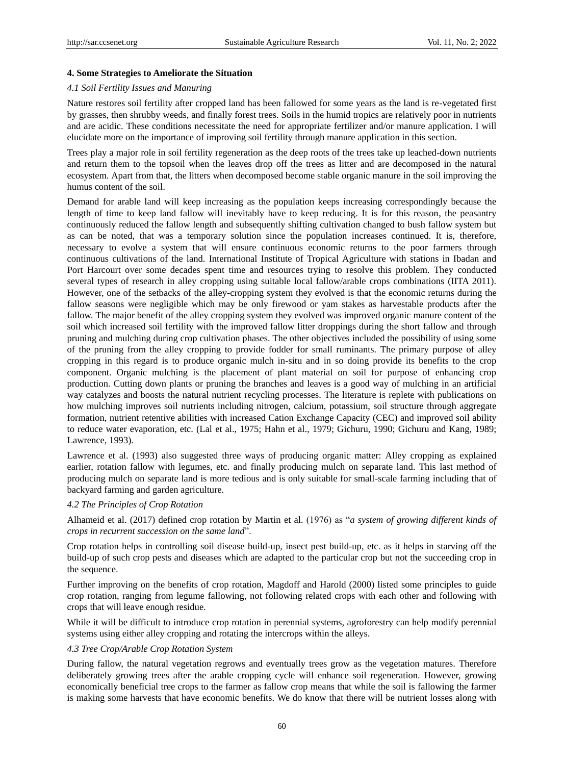### 4. Some Strategies to Ameliorate the Situation

#### *4.1 Soil Fertility Issues and Manuring*

Nature restores soil fertility after cropped land has been fallowed for some years as the land is re-vegetated first by grasses, then shrubby weeds, and finally forest trees. Soils in the humid tropics are relatively poor in nutrients and are acidic. These conditions necessitate the need for appropriate fertilizer and/or manure application. I will elucidate more on the importance of improving soil fertility through manure application in this section.

Trees play a major role in soil fertility regeneration as the deep roots of the trees take up leached-down nutrients and return them to the topsoil when the leaves drop off the trees as litter and are decomposed in the natural ecosystem. Apart from that, the litters when decomposed become stable organic manure in the soil improving the humus content of the soil.

Demand for arable land will keep increasing as the population keeps increasing correspondingly because the length of time to keep land fallow will inevitably have to keep reducing. It is for this reason, the peasantry continuously reduced the fallow length and subsequently shifting cultivation changed to bush fallow system but as can be noted, that was a temporary solution since the population increases continued. It is, therefore, necessary to evolve a system that will ensure continuous economic returns to the poor farmers through continuous cultivations of the land. International Institute of Tropical Agriculture with stations in Ibadan and Port Harcourt over some decades spent time and resources trying to resolve this problem. They conducted several types of research in alley cropping using suitable local fallow/arable crops combinations (IITA 2011). However, one of the setbacks of the alley-cropping system they evolved is that the economic returns during the fallow seasons were negligible which may be only firewood or yam stakes as harvestable products after the fallow. The major benefit of the alley cropping system they evolved was improved organic manure content of the soil which increased soil fertility with the improved fallow litter droppings during the short fallow and through pruning and mulching during crop cultivation phases. The other objectives included the possibility of using some of the pruning from the alley cropping to provide fodder for small ruminants. The primary purpose of alley cropping in this regard is to produce organic mulch in-situ and in so doing provide its benefits to the crop component. Organic mulching is the placement of plant material on soil for purpose of enhancing crop production. Cutting down plants or pruning the branches and leaves is a good way of mulching in an artificial way catalyzes and boosts the natural nutrient recycling processes. The literature is replete with publications on how mulching improves soil nutrients including nitrogen, calcium, potassium, soil structure through aggregate formation, nutrient retentive abilities with increased Cation Exchange Capacity (CEC) and improved soil ability to reduce water evaporation, etc. (Lal et al., 1975; Hahn et al., 1979; Gichuru, 1990; Gichuru and Kang, 1989; Lawrence, 1993).

Lawrence et al. (1993) also suggested three ways of producing organic matter: Alley cropping as explained earlier, rotation fallow with legumes, etc. and finally producing mulch on separate land. This last method of producing mulch on separate land is more tedious and is only suitable for small-scale farming including that of backyard farming and garden agriculture.

#### *4.2 The Principles of Crop Rotation*

Alhameid et al. (2017) defined crop rotation by Martin et al. (1976) as "*a system of growing different kinds of crops in recurrent succession on the same land*".

Crop rotation helps in controlling soil disease build-up, insect pest build-up, etc. as it helps in starving off the build-up of such crop pests and diseases which are adapted to the particular crop but not the succeeding crop in the sequence.

Further improving on the benefits of crop rotation, Magdoff and Harold (2000) listed some principles to guide crop rotation, ranging from legume fallowing, not following related crops with each other and following with crops that will leave enough residue.

While it will be difficult to introduce crop rotation in perennial systems, agroforestry can help modify perennial systems using either alley cropping and rotating the intercrops within the alleys.

#### *4.3 Tree Crop/Arable Crop Rotation System*

During fallow, the natural vegetation regrows and eventually trees grow as the vegetation matures. Therefore deliberately growing trees after the arable cropping cycle will enhance soil regeneration. However, growing economically beneficial tree crops to the farmer as fallow crop means that while the soil is fallowing the farmer is making some harvests that have economic benefits. We do know that there will be nutrient losses along with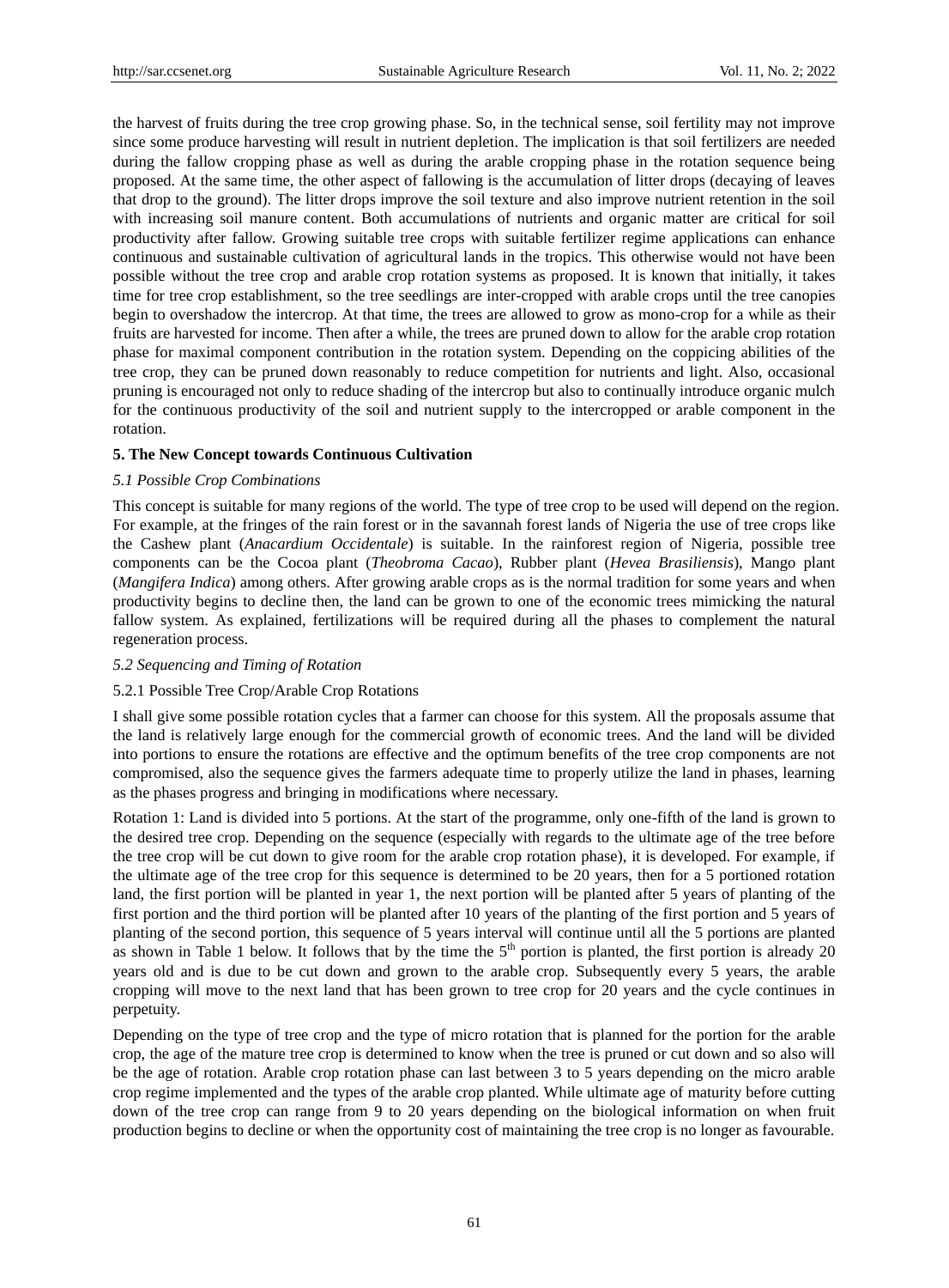the harvest of fruits during the tree crop growing phase. So, in the technical sense, soil fertility may not improve since some produce harvesting will result in nutrient depletion. The implication is that soil fertilizers are needed during the fallow cropping phase as well as during the arable cropping phase in the rotation sequence being proposed. At the same time, the other aspect of fallowing is the accumulation of litter drops (decaying of leaves that drop to the ground). The litter drops improve the soil texture and also improve nutrient retention in the soil with increasing soil manure content. Both accumulations of nutrients and organic matter are critical for soil productivity after fallow. Growing suitable tree crops with suitable fertilizer regime applications can enhance continuous and sustainable cultivation of agricultural lands in the tropics. This otherwise would not have been possible without the tree crop and arable crop rotation systems as proposed. It is known that initially, it takes time for tree crop establishment, so the tree seedlings are inter-cropped with arable crops until the tree canopies begin to overshadow the intercrop. At that time, the trees are allowed to grow as mono-crop for a while as their fruits are harvested for income. Then after a while, the trees are pruned down to allow for the arable crop rotation phase for maximal component contribution in the rotation system. Depending on the coppicing abilities of the tree crop, they can be pruned down reasonably to reduce competition for nutrients and light. Also, occasional pruning is encouraged not only to reduce shading of the intercrop but also to continually introduce organic mulch for the continuous productivity of the soil and nutrient supply to the intercropped or arable component in the rotation.

## 5. The New Concept towards Continuous Cultivation

### *5.1 Possible Crop Combinations*

This concept is suitable for many regions of the world. The type of tree crop to be used will depend on the region. For example, at the fringes of the rain forest or in the savannah forest lands of Nigeria the use of tree crops like the Cashew plant (*Anacardium Occidentale*) is suitable. In the rainforest region of Nigeria, possible tree components can be the Cocoa plant (*Theobroma Cacao*), Rubber plant (*Hevea Brasiliensis*), Mango plant (*Mangifera Indica*) among others. After growing arable crops as is the normal tradition for some years and when productivity begins to decline then, the land can be grown to one of the economic trees mimicking the natural fallow system. As explained, fertilizations will be required during all the phases to complement the natural regeneration process.

### *5.2 Sequencing and Timing of Rotation*

#### 5.2.1 Possible Tree Crop/Arable Crop Rotations

I shall give some possible rotation cycles that a farmer can choose for this system. All the proposals assume that the land is relatively large enough for the commercial growth of economic trees. And the land will be divided into portions to ensure the rotations are effective and the optimum benefits of the tree crop components are not compromised, also the sequence gives the farmers adequate time to properly utilize the land in phases, learning as the phases progress and bringing in modifications where necessary.

Rotation 1: Land is divided into 5 portions. At the start of the programme, only one-fifth of the land is grown to the desired tree crop. Depending on the sequence (especially with regards to the ultimate age of the tree before the tree crop will be cut down to give room for the arable crop rotation phase), it is developed. For example, if the ultimate age of the tree crop for this sequence is determined to be 20 years, then for a 5 portioned rotation land, the first portion will be planted in year 1, the next portion will be planted after 5 years of planting of the first portion and the third portion will be planted after 10 years of the planting of the first portion and 5 years of planting of the second portion, this sequence of 5 years interval will continue until all the 5 portions are planted as shown in Table 1 below. It follows that by the time the 5th portion is planted, the first portion is already 20 years old and is due to be cut down and grown to the arable crop. Subsequently every 5 years, the arable cropping will move to the next land that has been grown to tree crop for 20 years and the cycle continues in perpetuity.

Depending on the type of tree crop and the type of micro rotation that is planned for the portion for the arable crop, the age of the mature tree crop is determined to know when the tree is pruned or cut down and so also will be the age of rotation. Arable crop rotation phase can last between 3 to 5 years depending on the micro arable crop regime implemented and the types of the arable crop planted. While ultimate age of maturity before cutting down of the tree crop can range from 9 to 20 years depending on the biological information on when fruit production begins to decline or when the opportunity cost of maintaining the tree crop is no longer as favourable.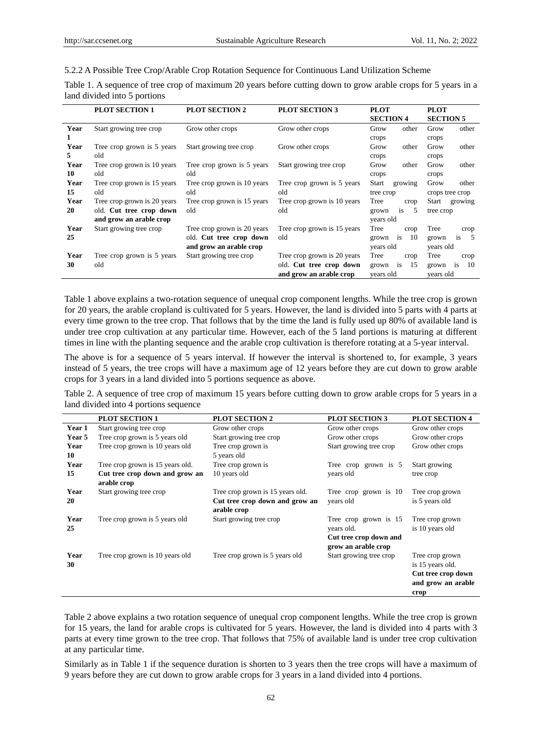5.2.2 A Possible Tree Crop/Arable Crop Rotation Sequence for Continuous Land Utilization Scheme

Table 1. A sequence of tree crop of maximum 20 years before cutting down to grow arable crops for 5 years in a land divided into 5 portions

| | PLOT SECTION 1 | PLOT SECTION 2 | PLOT SECTION 3 | PLOT SECTION 4 | PLOT SECTION 5 |
|---|---|---|---|---|---|
| Year 1 | Start growing tree crop | Grow other crops | Grow other crops | Grow other crops | Grow other crops |
| Year 5 | Tree crop grown is 5 years old | Start growing tree crop | Grow other crops | Grow other crops | Grow other crops |
| Year 10 | Tree crop grown is 10 years old | Tree crop grown is 5 years old | Start growing tree crop | Grow other crops | Grow other crops |
| Year 15 | Tree crop grown is 15 years old | Tree crop grown is 10 years old | Tree crop grown is 5 years old | Start growing tree crop | Grow other crops tree crop |
| Year 20 | Tree crop grown is 20 years old. **Cut tree crop down and grow an arable crop** | Tree crop grown is 15 years old | Tree crop grown is 10 years old | Tree crop grown is 5 years old | Start growing tree crop |
| Year 25 | Start growing tree crop | Tree crop grown is 20 years old. **Cut tree crop down and grow an arable crop** | Tree crop grown is 15 years old | Tree crop grown is 10 years old | Tree crop grown is 5 years old |
| Year 30 | Tree crop grown is 5 years old | Start growing tree crop | Tree crop grown is 20 years old. **Cut tree crop down and grow an arable crop** | Tree crop grown is 15 years old | Tree crop grown is 10 years old |

Table 1 above explains a two-rotation sequence of unequal crop component lengths. While the tree crop is grown for 20 years, the arable cropland is cultivated for 5 years. However, the land is divided into 5 parts with 4 parts at every time grown to the tree crop. That follows that by the time the land is fully used up 80% of available land is under tree crop cultivation at any particular time. However, each of the 5 land portions is maturing at different times in line with the planting sequence and the arable crop cultivation is therefore rotating at a 5-year interval.

The above is for a sequence of 5 years interval. If however the interval is shortened to, for example, 3 years instead of 5 years, the tree crops will have a maximum age of 12 years before they are cut down to grow arable crops for 3 years in a land divided into 5 portions sequence as above.

Table 2. A sequence of tree crop of maximum 15 years before cutting down to grow arable crops for 5 years in a land divided into 4 portions sequence

| | PLOT SECTION 1 | PLOT SECTION 2 | PLOT SECTION 3 | PLOT SECTION 4 |
|---|---|---|---|---|
| Year 1 | Start growing tree crop | Grow other crops | Grow other crops | Grow other crops |
| Year 5 | Tree crop grown is 5 years old | Start growing tree crop | Grow other crops | Grow other crops |
| Year 10 | Tree crop grown is 10 years old | Tree crop grown is 5 years old | Start growing tree crop | Grow other crops |
| Year 15 | Tree crop grown is 15 years old. **Cut tree crop down and grow an arable crop** | Tree crop grown is 10 years old | Tree crop grown is 5 years old | Start growing tree crop |
| Year 20 | Start growing tree crop | Tree crop grown is 15 years old. **Cut tree crop down and grow an arable crop** | Tree crop grown is 10 years old | Tree crop grown is 5 years old |
| Year 25 | Tree crop grown is 5 years old | Start growing tree crop | Tree crop grown is 15 years old. **Cut tree crop down and grow an arable crop** | Tree crop grown is 10 years old |
| Year 30 | Tree crop grown is 10 years old | Tree crop grown is 5 years old | Start growing tree crop | Tree crop grown is 15 years old. **Cut tree crop down and grow an arable crop** |

Table 2 above explains a two rotation sequence of unequal crop component lengths. While the tree crop is grown for 15 years, the land for arable crops is cultivated for 5 years. However, the land is divided into 4 parts with 3 parts at every time grown to the tree crop. That follows that 75% of available land is under tree crop cultivation at any particular time.

Similarly as in Table 1 if the sequence duration is shorten to 3 years then the tree crops will have a maximum of 9 years before they are cut down to grow arable crops for 3 years in a land divided into 4 portions.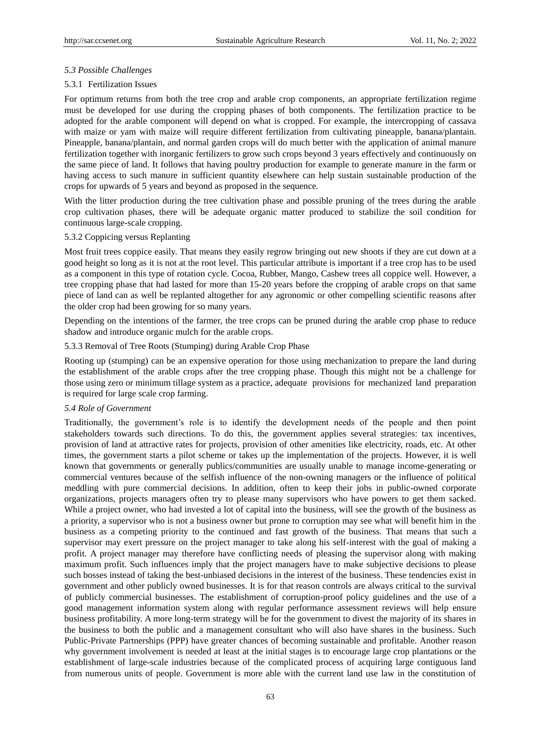### *5.3 Possible Challenges*

#### 5.3.1 Fertilization Issues

For optimum returns from both the tree crop and arable crop components, an appropriate fertilization regime must be developed for use during the cropping phases of both components. The fertilization practice to be adopted for the arable component will depend on what is cropped. For example, the intercropping of cassava with maize or yam with maize will require different fertilization from cultivating pineapple, banana/plantain. Pineapple, banana/plantain, and normal garden crops will do much better with the application of animal manure fertilization together with inorganic fertilizers to grow such crops beyond 3 years effectively and continuously on the same piece of land. It follows that having poultry production for example to generate manure in the farm or having access to such manure in sufficient quantity elsewhere can help sustain sustainable production of the crops for upwards of 5 years and beyond as proposed in the sequence.

With the litter production during the tree cultivation phase and possible pruning of the trees during the arable crop cultivation phases, there will be adequate organic matter produced to stabilize the soil condition for continuous large-scale cropping.

#### 5.3.2 Coppicing versus Replanting

Most fruit trees coppice easily. That means they easily regrow bringing out new shoots if they are cut down at a good height so long as it is not at the root level. This particular attribute is important if a tree crop has to be used as a component in this type of rotation cycle. Cocoa, Rubber, Mango, Cashew trees all coppice well. However, a tree cropping phase that had lasted for more than 15-20 years before the cropping of arable crops on that same piece of land can as well be replanted altogether for any agronomic or other compelling scientific reasons after the older crop had been growing for so many years.

Depending on the intentions of the farmer, the tree crops can be pruned during the arable crop phase to reduce shadow and introduce organic mulch for the arable crops.

#### 5.3.3 Removal of Tree Roots (Stumping) during Arable Crop Phase

Rooting up (stumping) can be an expensive operation for those using mechanization to prepare the land during the establishment of the arable crops after the tree cropping phase. Though this might not be a challenge for those using zero or minimum tillage system as a practice, adequate provisions for mechanized land preparation is required for large scale crop farming.

### *5.4 Role of Government*

Traditionally, the government's role is to identify the development needs of the people and then point stakeholders towards such directions. To do this, the government applies several strategies: tax incentives, provision of land at attractive rates for projects, provision of other amenities like electricity, roads, etc. At other times, the government starts a pilot scheme or takes up the implementation of the projects. However, it is well known that governments or generally publics/communities are usually unable to manage income-generating or commercial ventures because of the selfish influence of the non-owning managers or the influence of political meddling with pure commercial decisions. In addition, often to keep their jobs in public-owned corporate organizations, projects managers often try to please many supervisors who have powers to get them sacked. While a project owner, who had invested a lot of capital into the business, will see the growth of the business as a priority, a supervisor who is not a business owner but prone to corruption may see what will benefit him in the business as a competing priority to the continued and fast growth of the business. That means that such a supervisor may exert pressure on the project manager to take along his self-interest with the goal of making a profit. A project manager may therefore have conflicting needs of pleasing the supervisor along with making maximum profit. Such influences imply that the project managers have to make subjective decisions to please such bosses instead of taking the best-unbiased decisions in the interest of the business. These tendencies exist in government and other publicly owned businesses. It is for that reason controls are always critical to the survival of publicly commercial businesses. The establishment of corruption-proof policy guidelines and the use of a good management information system along with regular performance assessment reviews will help ensure business profitability. A more long-term strategy will be for the government to divest the majority of its shares in the business to both the public and a management consultant who will also have shares in the business. Such Public-Private Partnerships (PPP) have greater chances of becoming sustainable and profitable. Another reason why government involvement is needed at least at the initial stages is to encourage large crop plantations or the establishment of large-scale industries because of the complicated process of acquiring large contiguous land from numerous units of people. Government is more able with the current land use law in the constitution of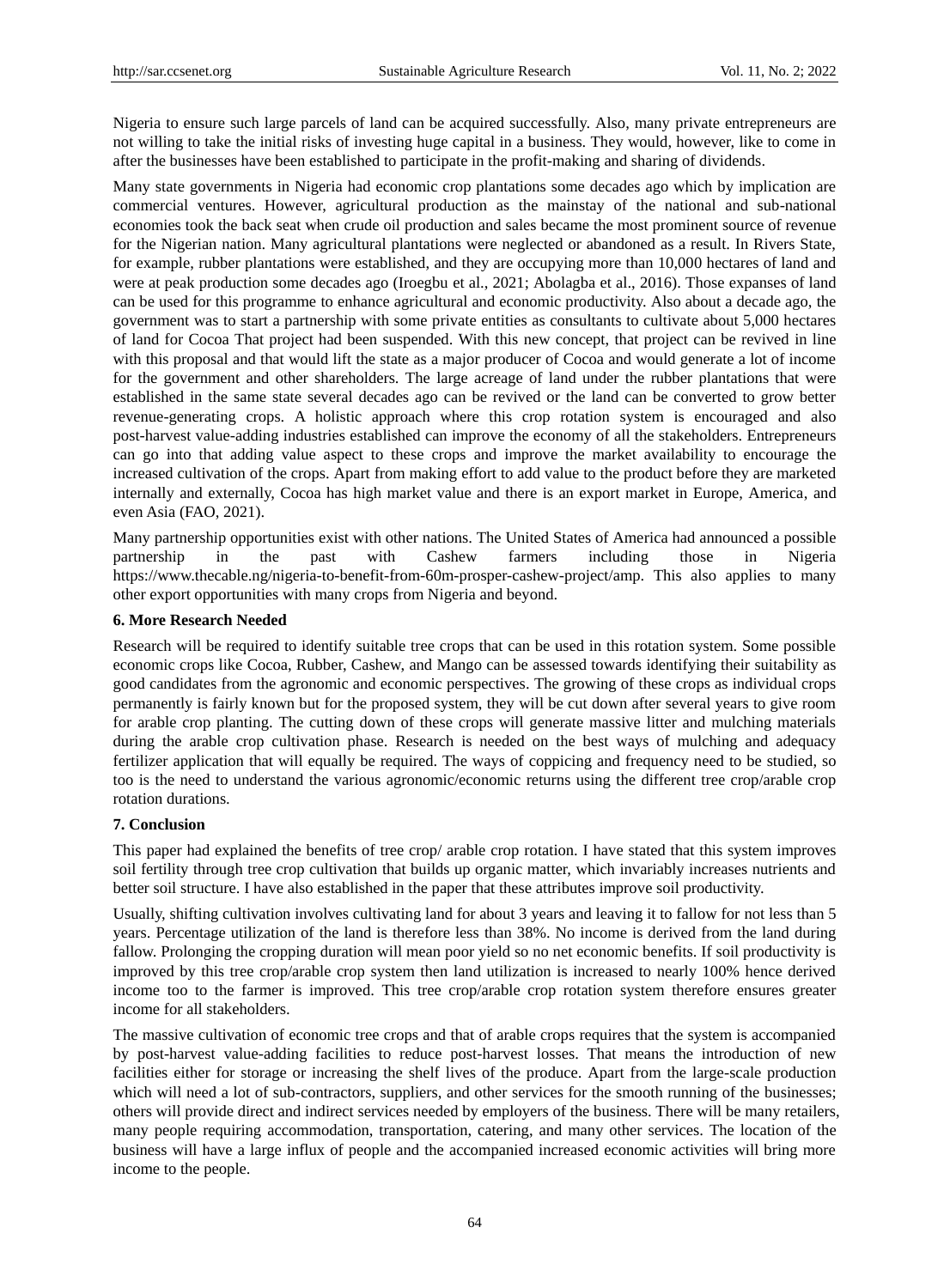Nigeria to ensure such large parcels of land can be acquired successfully. Also, many private entrepreneurs are not willing to take the initial risks of investing huge capital in a business. They would, however, like to come in after the businesses have been established to participate in the profit-making and sharing of dividends.

Many state governments in Nigeria had economic crop plantations some decades ago which by implication are commercial ventures. However, agricultural production as the mainstay of the national and sub-national economies took the back seat when crude oil production and sales became the most prominent source of revenue for the Nigerian nation. Many agricultural plantations were neglected or abandoned as a result. In Rivers State, for example, rubber plantations were established, and they are occupying more than 10,000 hectares of land and were at peak production some decades ago (Iroegbu et al., 2021; Abolagba et al., 2016). Those expanses of land can be used for this programme to enhance agricultural and economic productivity. Also about a decade ago, the government was to start a partnership with some private entities as consultants to cultivate about 5,000 hectares of land for Cocoa That project had been suspended. With this new concept, that project can be revived in line with this proposal and that would lift the state as a major producer of Cocoa and would generate a lot of income for the government and other shareholders. The large acreage of land under the rubber plantations that were established in the same state several decades ago can be revived or the land can be converted to grow better revenue-generating crops. A holistic approach where this crop rotation system is encouraged and also post-harvest value-adding industries established can improve the economy of all the stakeholders. Entrepreneurs can go into that adding value aspect to these crops and improve the market availability to encourage the increased cultivation of the crops. Apart from making effort to add value to the product before they are marketed internally and externally, Cocoa has high market value and there is an export market in Europe, America, and even Asia (FAO, 2021).

Many partnership opportunities exist with other nations. The United States of America had announced a possible partnership in the past with Cashew farmers including those in Nigeria https://www.thecable.ng/nigeria-to-benefit-from-60m-prosper-cashew-project/amp. This also applies to many other export opportunities with many crops from Nigeria and beyond.

## 6. More Research Needed

Research will be required to identify suitable tree crops that can be used in this rotation system. Some possible economic crops like Cocoa, Rubber, Cashew, and Mango can be assessed towards identifying their suitability as good candidates from the agronomic and economic perspectives. The growing of these crops as individual crops permanently is fairly known but for the proposed system, they will be cut down after several years to give room for arable crop planting. The cutting down of these crops will generate massive litter and mulching materials during the arable crop cultivation phase. Research is needed on the best ways of mulching and adequacy fertilizer application that will equally be required. The ways of coppicing and frequency need to be studied, so too is the need to understand the various agronomic/economic returns using the different tree crop/arable crop rotation durations.

## 7. Conclusion

This paper had explained the benefits of tree crop/ arable crop rotation. I have stated that this system improves soil fertility through tree crop cultivation that builds up organic matter, which invariably increases nutrients and better soil structure. I have also established in the paper that these attributes improve soil productivity.

Usually, shifting cultivation involves cultivating land for about 3 years and leaving it to fallow for not less than 5 years. Percentage utilization of the land is therefore less than 38%. No income is derived from the land during fallow. Prolonging the cropping duration will mean poor yield so no net economic benefits. If soil productivity is improved by this tree crop/arable crop system then land utilization is increased to nearly 100% hence derived income too to the farmer is improved. This tree crop/arable crop rotation system therefore ensures greater income for all stakeholders.

The massive cultivation of economic tree crops and that of arable crops requires that the system is accompanied by post-harvest value-adding facilities to reduce post-harvest losses. That means the introduction of new facilities either for storage or increasing the shelf lives of the produce. Apart from the large-scale production which will need a lot of sub-contractors, suppliers, and other services for the smooth running of the businesses; others will provide direct and indirect services needed by employers of the business. There will be many retailers, many people requiring accommodation, transportation, catering, and many other services. The location of the business will have a large influx of people and the accompanied increased economic activities will bring more income to the people.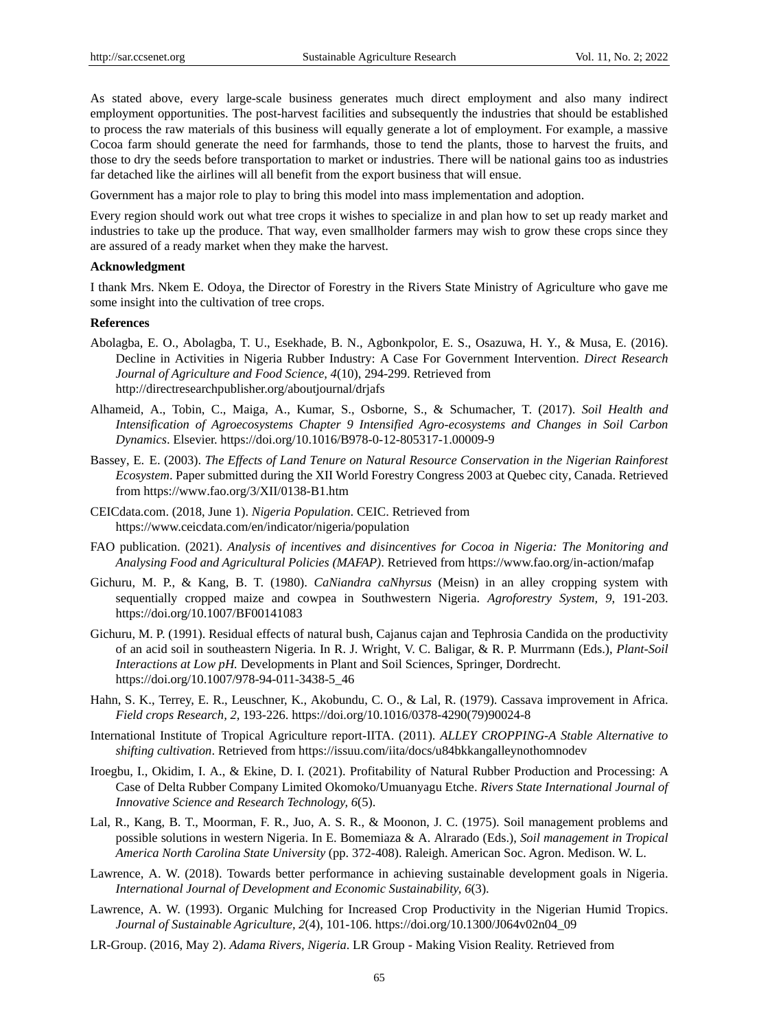As stated above, every large-scale business generates much direct employment and also many indirect employment opportunities. The post-harvest facilities and subsequently the industries that should be established to process the raw materials of this business will equally generate a lot of employment. For example, a massive Cocoa farm should generate the need for farmhands, those to tend the plants, those to harvest the fruits, and those to dry the seeds before transportation to market or industries. There will be national gains too as industries far detached like the airlines will all benefit from the export business that will ensue.

Government has a major role to play to bring this model into mass implementation and adoption.

Every region should work out what tree crops it wishes to specialize in and plan how to set up ready market and industries to take up the produce. That way, even smallholder farmers may wish to grow these crops since they are assured of a ready market when they make the harvest.

## Acknowledgment

I thank Mrs. Nkem E. Odoya, the Director of Forestry in the Rivers State Ministry of Agriculture who gave me some insight into the cultivation of tree crops.

## References

Abolagba, E. O., Abolagba, T. U., Esekhade, B. N., Agbonkpolor, E. S., Osazuwa, H. Y., & Musa, E. (2016). Decline in Activities in Nigeria Rubber Industry: A Case For Government Intervention. *Direct Research Journal of Agriculture and Food Science, 4*(10), 294-299. Retrieved from http://directresearchpublisher.org/aboutjournal/drjafs

Alhameid, A., Tobin, C., Maiga, A., Kumar, S., Osborne, S., & Schumacher, T. (2017). *Soil Health and Intensification of Agroecosystems Chapter 9 Intensified Agro-ecosystems and Changes in Soil Carbon Dynamics*. Elsevier. https://doi.org/10.1016/B978-0-12-805317-1.00009-9

Bassey, E. E. (2003). *The Effects of Land Tenure on Natural Resource Conservation in the Nigerian Rainforest Ecosystem*. Paper submitted during the XII World Forestry Congress 2003 at Quebec city, Canada. Retrieved from https://www.fao.org/3/XII/0138-B1.htm

CEICdata.com. (2018, June 1). *Nigeria Population*. CEIC. Retrieved from https://www.ceicdata.com/en/indicator/nigeria/population

FAO publication. (2021). *Analysis of incentives and disincentives for Cocoa in Nigeria: The Monitoring and Analysing Food and Agricultural Policies (MAFAP)*. Retrieved from https://www.fao.org/in-action/mafap

Gichuru, M. P., & Kang, B. T. (1980). *CaNiandra caNhyrsus* (Meisn) in an alley cropping system with sequentially cropped maize and cowpea in Southwestern Nigeria. *Agroforestry System, 9*, 191-203. https://doi.org/10.1007/BF00141083

Gichuru, M. P. (1991). Residual effects of natural bush, Cajanus cajan and Tephrosia Candida on the productivity of an acid soil in southeastern Nigeria. In R. J. Wright, V. C. Baligar, & R. P. Murrmann (Eds.), *Plant-Soil Interactions at Low pH.* Developments in Plant and Soil Sciences, Springer, Dordrecht. https://doi.org/10.1007/978-94-011-3438-5_46

Hahn, S. K., Terrey, E. R., Leuschner, K., Akobundu, C. O., & Lal, R. (1979). Cassava improvement in Africa. *Field crops Research, 2*, 193-226. https://doi.org/10.1016/0378-4290(79)90024-8

International Institute of Tropical Agriculture report-IITA. (2011). *ALLEY CROPPING-A Stable Alternative to shifting cultivation*. Retrieved from https://issuu.com/iita/docs/u84bkkangalleynothomnodev

Iroegbu, I., Okidim, I. A., & Ekine, D. I. (2021). Profitability of Natural Rubber Production and Processing: A Case of Delta Rubber Company Limited Okomoko/Umuanyagu Etche. *Rivers State International Journal of Innovative Science and Research Technology, 6*(5).

Lal, R., Kang, B. T., Moorman, F. R., Juo, A. S. R., & Moonon, J. C. (1975). Soil management problems and possible solutions in western Nigeria. In E. Bomemiaza & A. Alrarado (Eds.), *Soil management in Tropical America North Carolina State University* (pp. 372-408). Raleigh. American Soc. Agron. Medison. W. L.

Lawrence, A. W. (2018). Towards better performance in achieving sustainable development goals in Nigeria. *International Journal of Development and Economic Sustainability, 6*(3).

Lawrence, A. W. (1993). Organic Mulching for Increased Crop Productivity in the Nigerian Humid Tropics. *Journal of Sustainable Agriculture, 2*(4), 101-106. https://doi.org/10.1300/J064v02n04_09

LR-Group. (2016, May 2). *Adama Rivers, Nigeria*. LR Group - Making Vision Reality. Retrieved from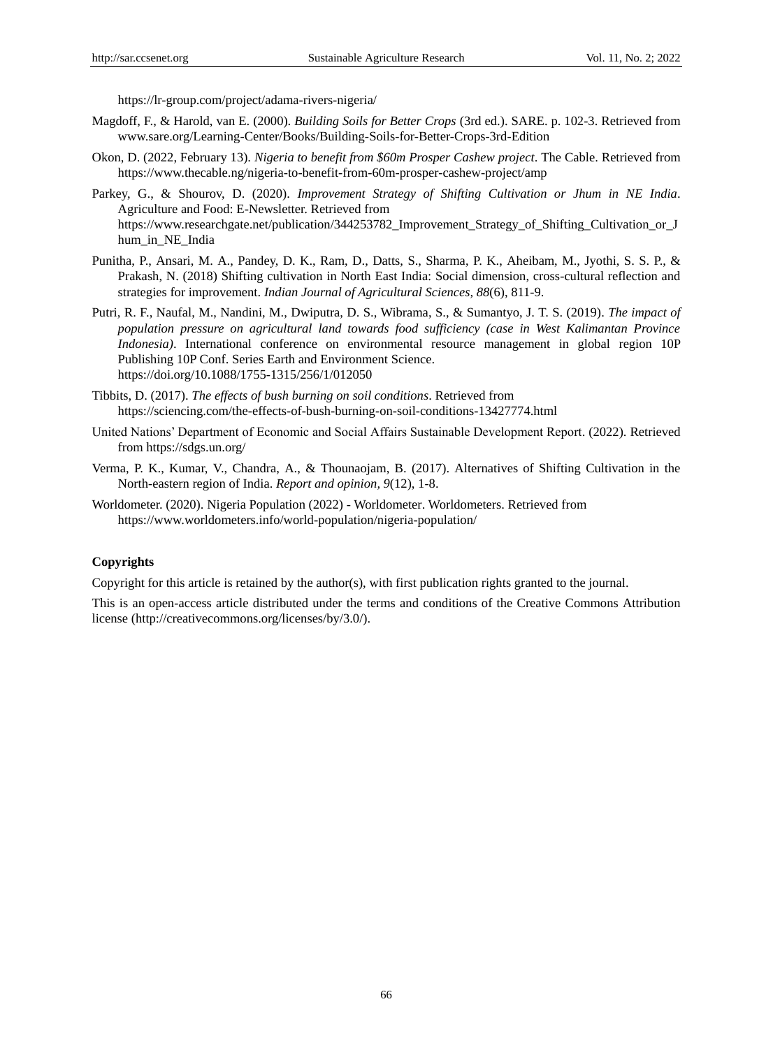https://lr-group.com/project/adama-rivers-nigeria/

Magdoff, F., & Harold, van E. (2000). *Building Soils for Better Crops* (3rd ed.). SARE. p. 102-3. Retrieved from www.sare.org/Learning-Center/Books/Building-Soils-for-Better-Crops-3rd-Edition

Okon, D. (2022, February 13). *Nigeria to benefit from $60m Prosper Cashew project*. The Cable. Retrieved from https://www.thecable.ng/nigeria-to-benefit-from-60m-prosper-cashew-project/amp

Parkey, G., & Shourov, D. (2020). *Improvement Strategy of Shifting Cultivation or Jhum in NE India*. Agriculture and Food: E-Newsletter. Retrieved from https://www.researchgate.net/publication/344253782_Improvement_Strategy_of_Shifting_Cultivation_or_Jhum_in_NE_India

Punitha, P., Ansari, M. A., Pandey, D. K., Ram, D., Datts, S., Sharma, P. K., Aheibam, M., Jyothi, S. S. P., & Prakash, N. (2018) Shifting cultivation in North East India: Social dimension, cross-cultural reflection and strategies for improvement. *Indian Journal of Agricultural Sciences, 88*(6), 811-9.

Putri, R. F., Naufal, M., Nandini, M., Dwiputra, D. S., Wibrama, S., & Sumantyo, J. T. S. (2019). *The impact of population pressure on agricultural land towards food sufficiency (case in West Kalimantan Province Indonesia)*. International conference on environmental resource management in global region 10P Publishing 10P Conf. Series Earth and Environment Science. https://doi.org/10.1088/1755-1315/256/1/012050

Tibbits, D. (2017). *The effects of bush burning on soil conditions*. Retrieved from https://sciencing.com/the-effects-of-bush-burning-on-soil-conditions-13427774.html

United Nations' Department of Economic and Social Affairs Sustainable Development Report. (2022). Retrieved from https://sdgs.un.org/

Verma, P. K., Kumar, V., Chandra, A., & Thounaojam, B. (2017). Alternatives of Shifting Cultivation in the North-eastern region of India. *Report and opinion, 9*(12), 1-8.

Worldometer. (2020). Nigeria Population (2022) - Worldometer. Worldometers. Retrieved from https://www.worldometers.info/world-population/nigeria-population/

**Copyrights**

Copyright for this article is retained by the author(s), with first publication rights granted to the journal.

This is an open-access article distributed under the terms and conditions of the Creative Commons Attribution license (http://creativecommons.org/licenses/by/3.0/).